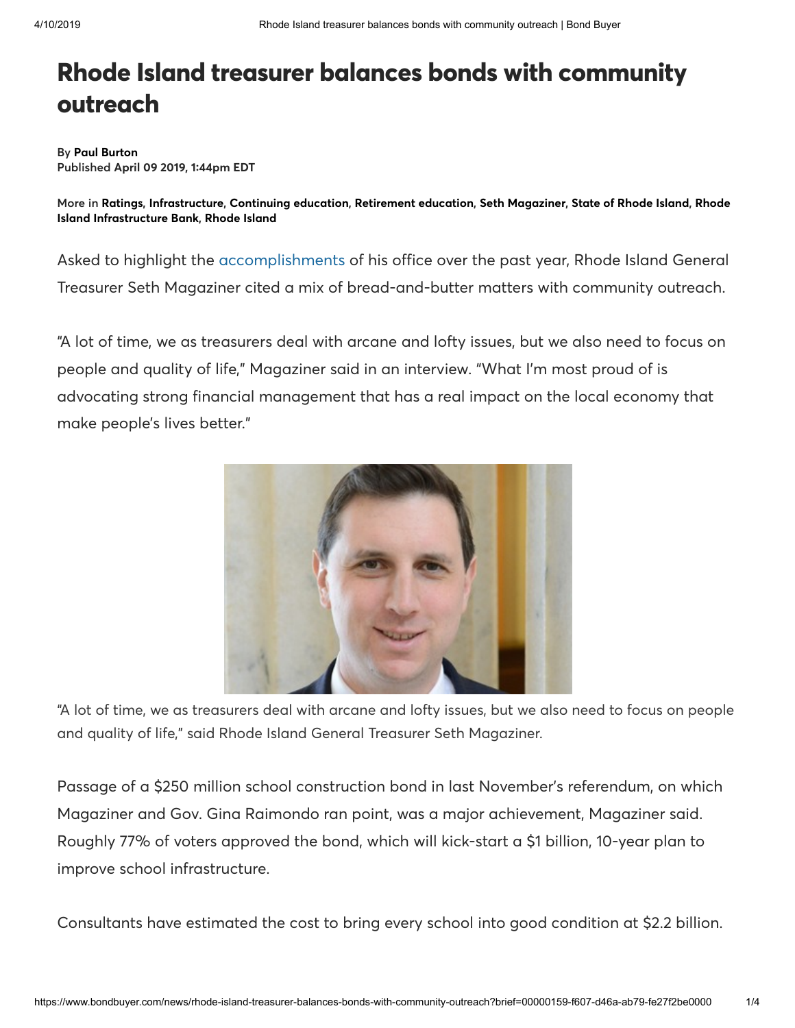# Rhode Island treasurer balances bonds with community outreach

By **Paul Burton**
**Published April 09 2019, 1:44pm EDT**

More in **Ratings**, **Infrastructure**, **Continuing education**, **Retirement education**, **Seth Magaziner**, **State of Rhode Island**, **Rhode Island Infrastructure Bank**, **Rhode Island**

Asked to highlight the accomplishments of his office over the past year, Rhode Island General Treasurer Seth Magaziner cited a mix of bread-and-butter matters with community outreach.

"A lot of time, we as treasurers deal with arcane and lofty issues, but we also need to focus on people and quality of life," Magaziner said in an interview. "What I'm most proud of is advocating strong financial management that has a real impact on the local economy that make people's lives better."

"A lot of time, we as treasurers deal with arcane and lofty issues, but we also need to focus on people and quality of life," said Rhode Island General Treasurer Seth Magaziner.

Passage of a $250 million school construction bond in last November's referendum, on which Magaziner and Gov. Gina Raimondo ran point, was a major achievement, Magaziner said. Roughly 77% of voters approved the bond, which will kick-start a $1 billion, 10-year plan to improve school infrastructure.

Consultants have estimated the cost to bring every school into good condition at $2.2 billion.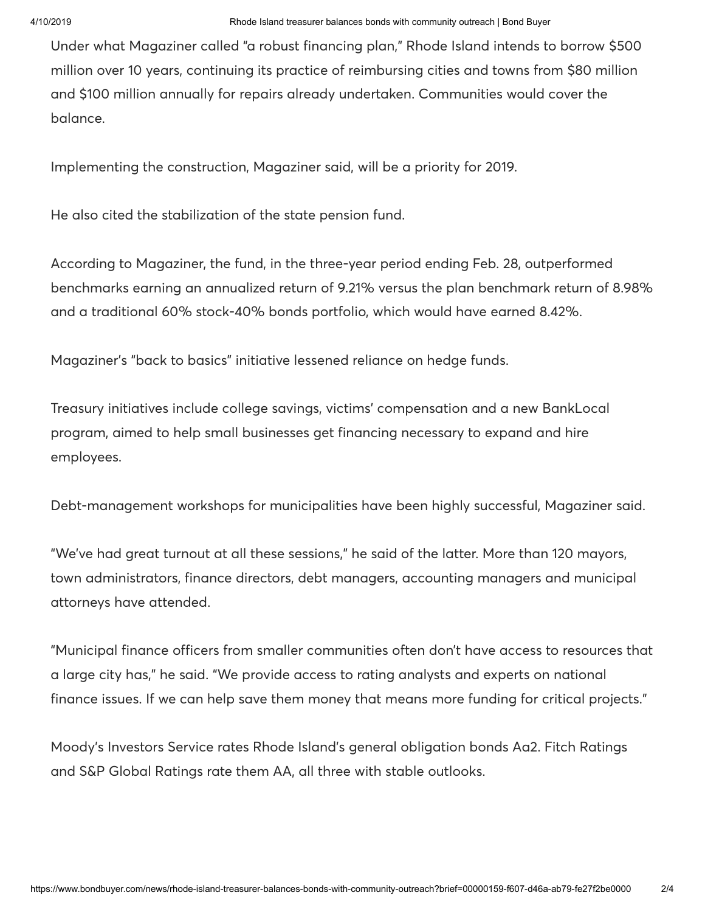Under what Magaziner called "a robust financing plan," Rhode Island intends to borrow $500 million over 10 years, continuing its practice of reimbursing cities and towns from $80 million and $100 million annually for repairs already undertaken. Communities would cover the balance.

Implementing the construction, Magaziner said, will be a priority for 2019.

He also cited the stabilization of the state pension fund.

According to Magaziner, the fund, in the three-year period ending Feb. 28, outperformed benchmarks earning an annualized return of 9.21% versus the plan benchmark return of 8.98% and a traditional 60% stock-40% bonds portfolio, which would have earned 8.42%.

Magaziner's "back to basics" initiative lessened reliance on hedge funds.

Treasury initiatives include college savings, victims' compensation and a new BankLocal program, aimed to help small businesses get financing necessary to expand and hire employees.

Debt-management workshops for municipalities have been highly successful, Magaziner said.

"We've had great turnout at all these sessions," he said of the latter. More than 120 mayors, town administrators, finance directors, debt managers, accounting managers and municipal attorneys have attended.

"Municipal finance officers from smaller communities often don't have access to resources that a large city has," he said. "We provide access to rating analysts and experts on national finance issues. If we can help save them money that means more funding for critical projects."

Moody's Investors Service rates Rhode Island's general obligation bonds Aa2. Fitch Ratings and S&P Global Ratings rate them AA, all three with stable outlooks.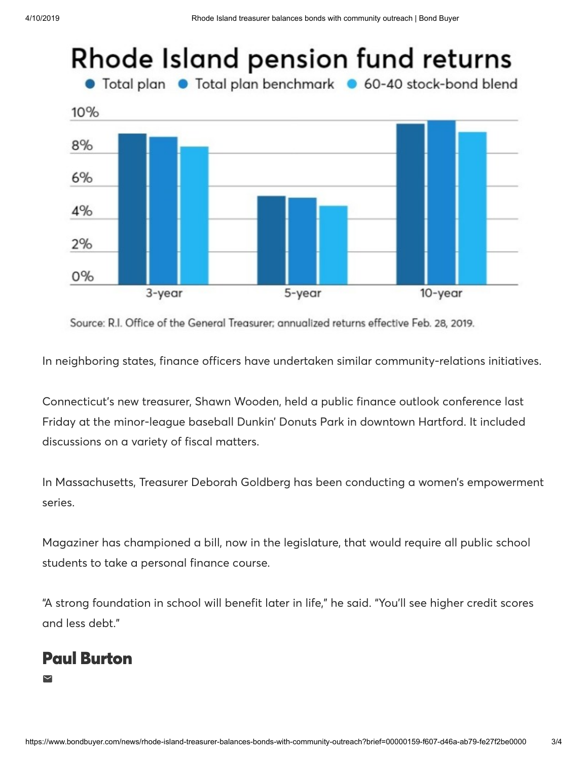## Rhode Island pension fund returns

● Total plan ● Total plan benchmark ● 60-40 stock-bond blend

Source: R.I. Office of the General Treasurer; annualized returns effective Feb. 28, 2019.

In neighboring states, finance officers have undertaken similar community-relations initiatives.

Connecticut's new treasurer, Shawn Wooden, held a public finance outlook conference last Friday at the minor-league baseball Dunkin' Donuts Park in downtown Hartford. It included discussions on a variety of fiscal matters.

In Massachusetts, Treasurer Deborah Goldberg has been conducting a women's empowerment series.

Magaziner has championed a bill, now in the legislature, that would require all public school students to take a personal finance course.

"A strong foundation in school will benefit later in life," he said. "You'll see higher credit scores and less debt."

**Paul Burton**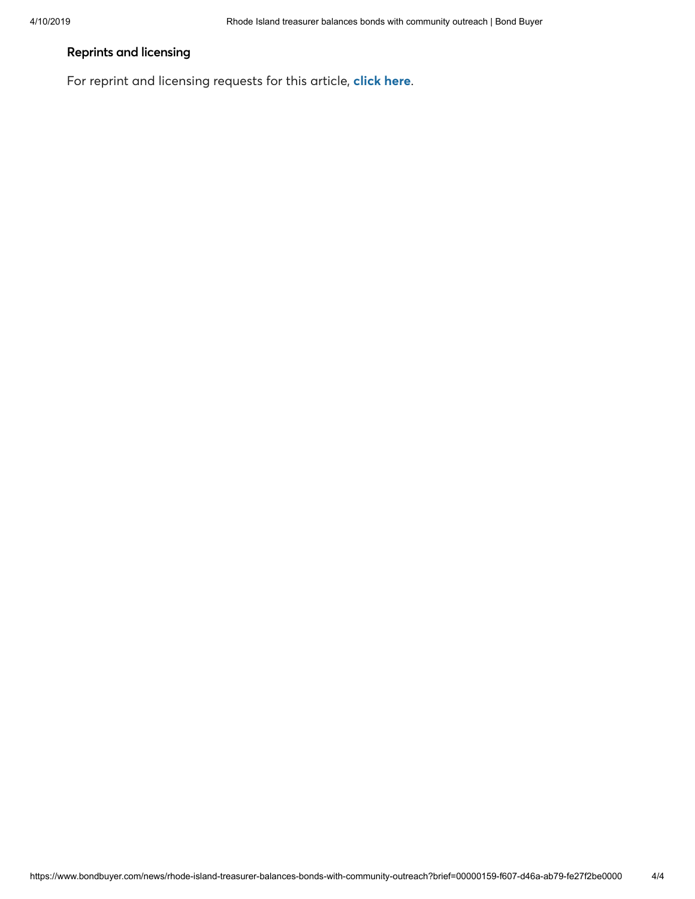### Reprints and licensing

For reprint and licensing requests for this article, **click here**.